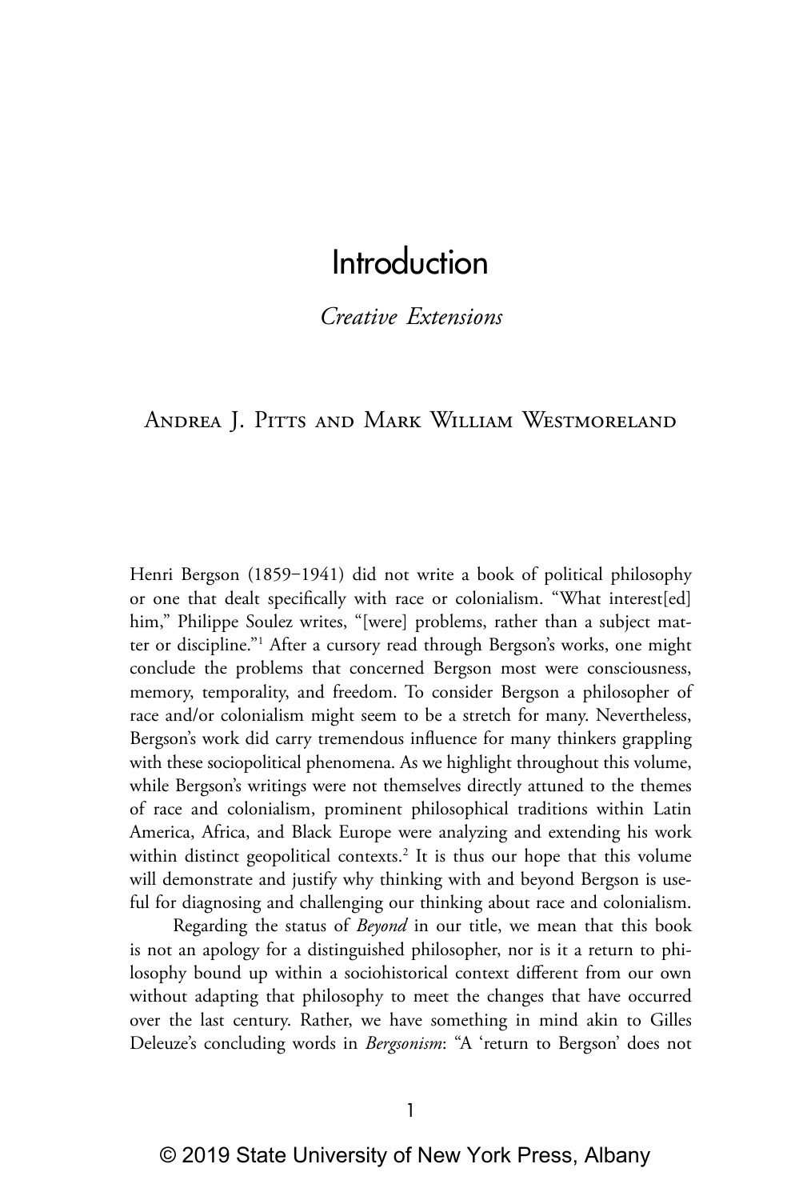# Introduction

## *Creative Extensions*

### Andrea J. Pitts and Mark William Westmoreland

Henri Bergson (1859–1941) did not write a book of political philosophy or one that dealt specifically with race or colonialism. "What interest[ed] him," Philippe Soulez writes, "[were] problems, rather than a subject matter or discipline."[1] After a cursory read through Bergson's works, one might conclude the problems that concerned Bergson most were consciousness, memory, temporality, and freedom. To consider Bergson a philosopher of race and/or colonialism might seem to be a stretch for many. Nevertheless, Bergson's work did carry tremendous influence for many thinkers grappling with these sociopolitical phenomena. As we highlight throughout this volume, while Bergson's writings were not themselves directly attuned to the themes of race and colonialism, prominent philosophical traditions within Latin America, Africa, and Black Europe were analyzing and extending his work within distinct geopolitical contexts.[2] It is thus our hope that this volume will demonstrate and justify why thinking with and beyond Bergson is useful for diagnosing and challenging our thinking about race and colonialism.

Regarding the status of *Beyond* in our title, we mean that this book is not an apology for a distinguished philosopher, nor is it a return to philosophy bound up within a sociohistorical context different from our own without adapting that philosophy to meet the changes that have occurred over the last century. Rather, we have something in mind akin to Gilles Deleuze's concluding words in *Bergsonism*: "A 'return to Bergson' does not

© 2019 State University of New York Press, Albany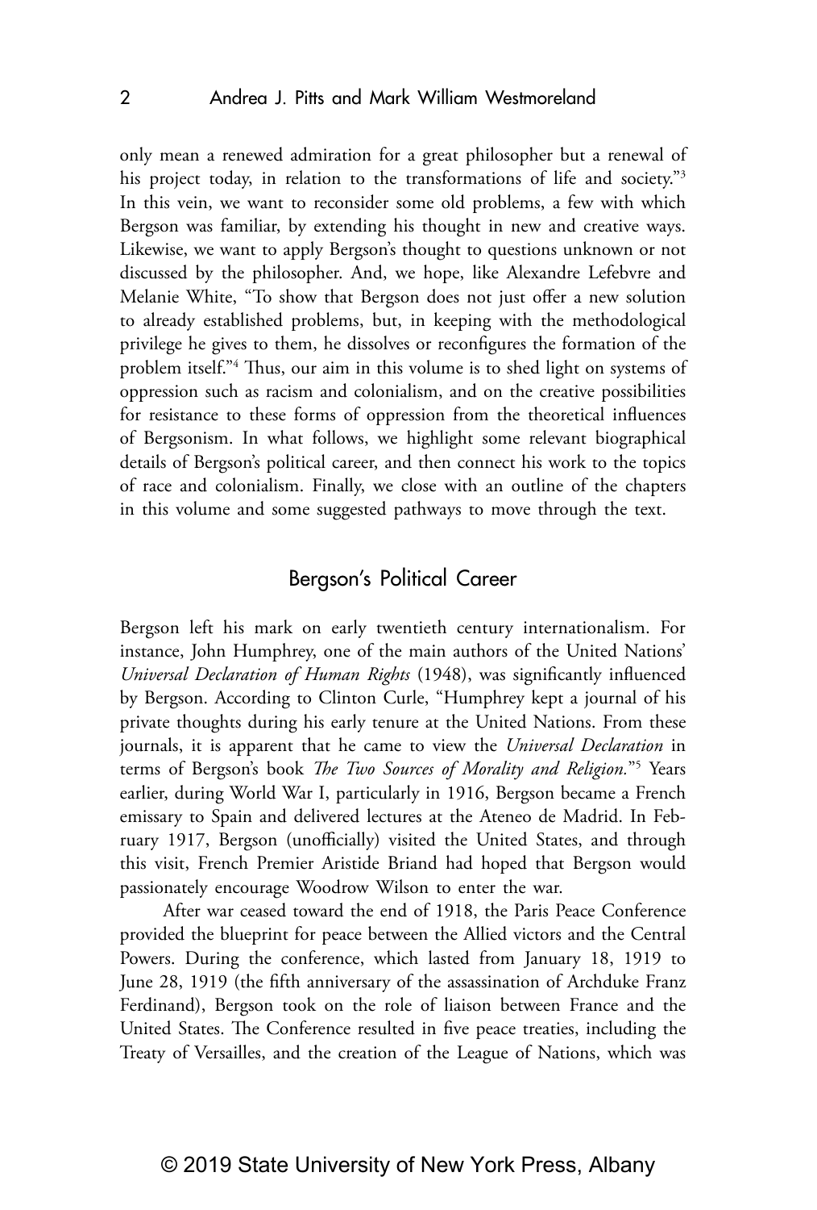only mean a renewed admiration for a great philosopher but a renewal of his project today, in relation to the transformations of life and society."[3] In this vein, we want to reconsider some old problems, a few with which Bergson was familiar, by extending his thought in new and creative ways. Likewise, we want to apply Bergson's thought to questions unknown or not discussed by the philosopher. And, we hope, like Alexandre Lefebvre and Melanie White, "To show that Bergson does not just offer a new solution to already established problems, but, in keeping with the methodological privilege he gives to them, he dissolves or reconfigures the formation of the problem itself."[4] Thus, our aim in this volume is to shed light on systems of oppression such as racism and colonialism, and on the creative possibilities for resistance to these forms of oppression from the theoretical influences of Bergsonism. In what follows, we highlight some relevant biographical details of Bergson's political career, and then connect his work to the topics of race and colonialism. Finally, we close with an outline of the chapters in this volume and some suggested pathways to move through the text.

## Bergson's Political Career

Bergson left his mark on early twentieth century internationalism. For instance, John Humphrey, one of the main authors of the United Nations' *Universal Declaration of Human Rights* (1948), was significantly influenced by Bergson. According to Clinton Curle, "Humphrey kept a journal of his private thoughts during his early tenure at the United Nations. From these journals, it is apparent that he came to view the *Universal Declaration* in terms of Bergson's book *The Two Sources of Morality and Religion.*"[5] Years earlier, during World War I, particularly in 1916, Bergson became a French emissary to Spain and delivered lectures at the Ateneo de Madrid. In February 1917, Bergson (unofficially) visited the United States, and through this visit, French Premier Aristide Briand had hoped that Bergson would passionately encourage Woodrow Wilson to enter the war.

After war ceased toward the end of 1918, the Paris Peace Conference provided the blueprint for peace between the Allied victors and the Central Powers. During the conference, which lasted from January 18, 1919 to June 28, 1919 (the fifth anniversary of the assassination of Archduke Franz Ferdinand), Bergson took on the role of liaison between France and the United States. The Conference resulted in five peace treaties, including the Treaty of Versailles, and the creation of the League of Nations, which was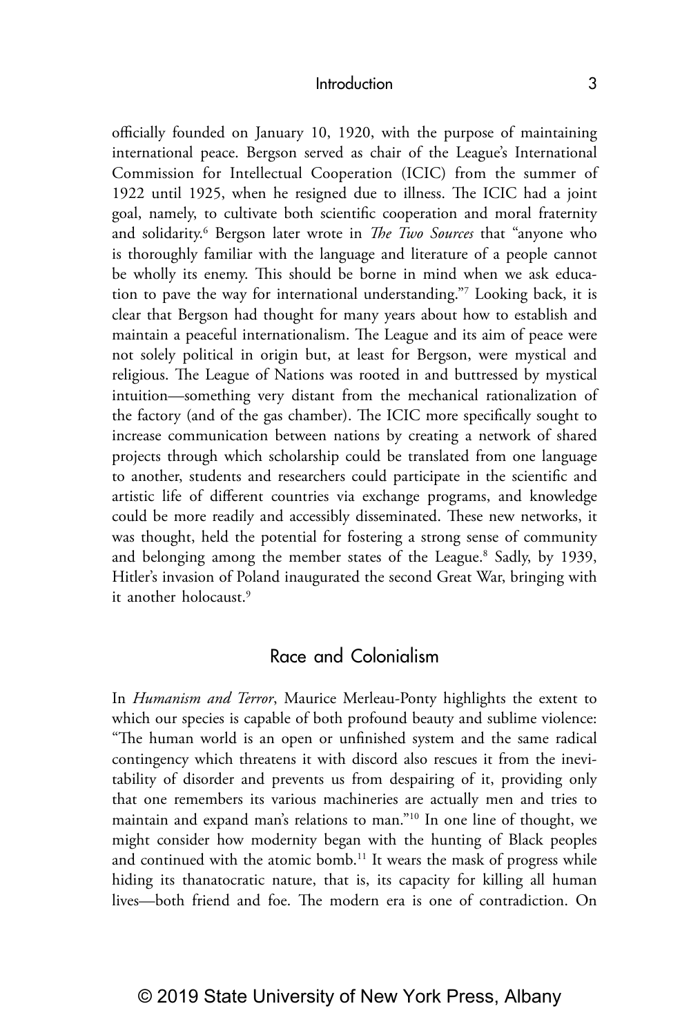officially founded on January 10, 1920, with the purpose of maintaining international peace. Bergson served as chair of the League's International Commission for Intellectual Cooperation (ICIC) from the summer of 1922 until 1925, when he resigned due to illness. The ICIC had a joint goal, namely, to cultivate both scientific cooperation and moral fraternity and solidarity.[6] Bergson later wrote in *The Two Sources* that "anyone who is thoroughly familiar with the language and literature of a people cannot be wholly its enemy. This should be borne in mind when we ask education to pave the way for international understanding."[7] Looking back, it is clear that Bergson had thought for many years about how to establish and maintain a peaceful internationalism. The League and its aim of peace were not solely political in origin but, at least for Bergson, were mystical and religious. The League of Nations was rooted in and buttressed by mystical intuition—something very distant from the mechanical rationalization of the factory (and of the gas chamber). The ICIC more specifically sought to increase communication between nations by creating a network of shared projects through which scholarship could be translated from one language to another, students and researchers could participate in the scientific and artistic life of different countries via exchange programs, and knowledge could be more readily and accessibly disseminated. These new networks, it was thought, held the potential for fostering a strong sense of community and belonging among the member states of the League.[8] Sadly, by 1939, Hitler's invasion of Poland inaugurated the second Great War, bringing with it another holocaust.[9]

## Race and Colonialism

In *Humanism and Terror*, Maurice Merleau-Ponty highlights the extent to which our species is capable of both profound beauty and sublime violence: "The human world is an open or unfinished system and the same radical contingency which threatens it with discord also rescues it from the inevitability of disorder and prevents us from despairing of it, providing only that one remembers its various machineries are actually men and tries to maintain and expand man's relations to man."[10] In one line of thought, we might consider how modernity began with the hunting of Black peoples and continued with the atomic bomb.[11] It wears the mask of progress while hiding its thanatocratic nature, that is, its capacity for killing all human lives—both friend and foe. The modern era is one of contradiction. On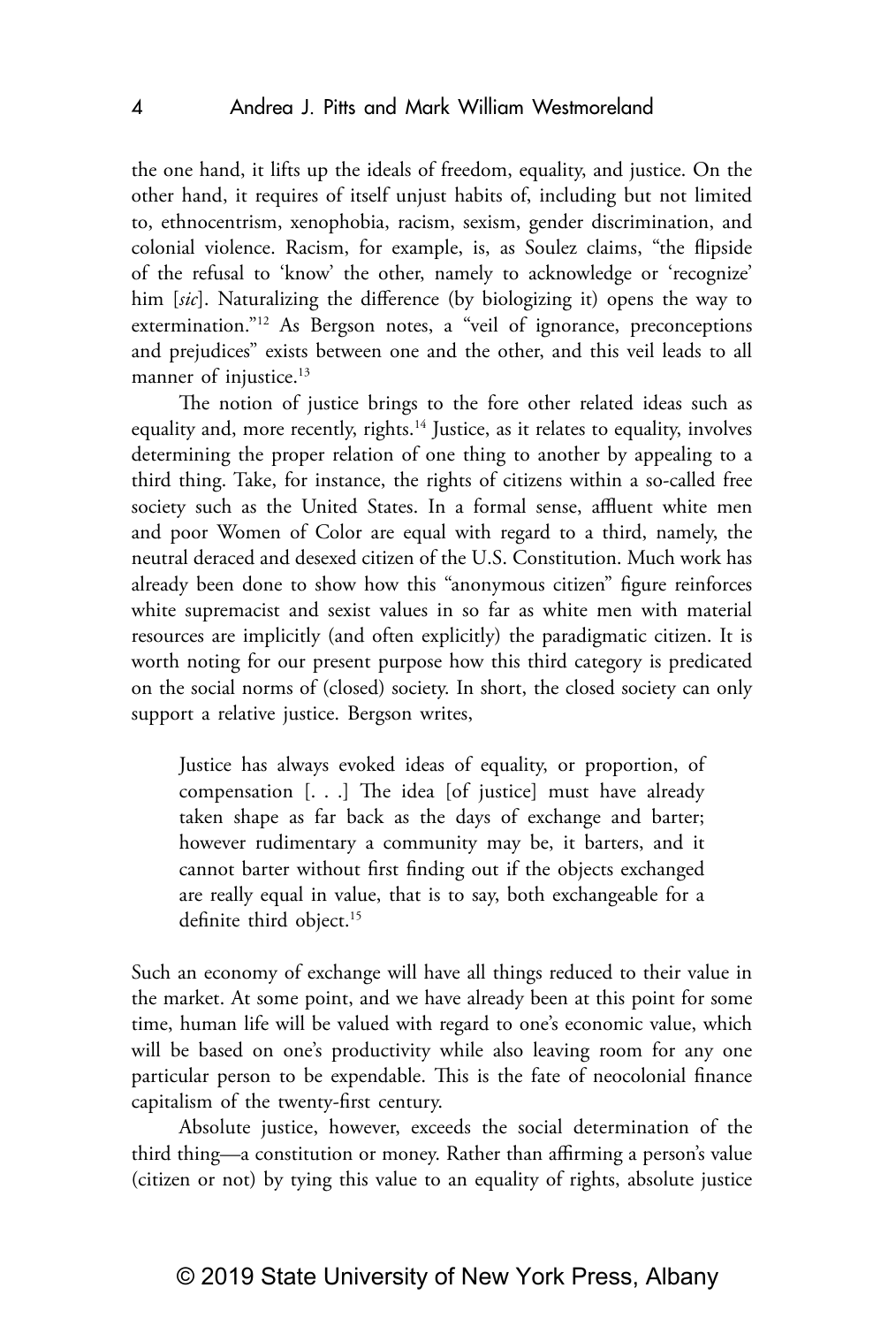the one hand, it lifts up the ideals of freedom, equality, and justice. On the other hand, it requires of itself unjust habits of, including but not limited to, ethnocentrism, xenophobia, racism, sexism, gender discrimination, and colonial violence. Racism, for example, is, as Soulez claims, "the flipside of the refusal to 'know' the other, namely to acknowledge or 'recognize' him [*sic*]. Naturalizing the difference (by biologizing it) opens the way to extermination."[12] As Bergson notes, a "veil of ignorance, preconceptions and prejudices" exists between one and the other, and this veil leads to all manner of injustice.[13]

The notion of justice brings to the fore other related ideas such as equality and, more recently, rights.[14] Justice, as it relates to equality, involves determining the proper relation of one thing to another by appealing to a third thing. Take, for instance, the rights of citizens within a so-called free society such as the United States. In a formal sense, affluent white men and poor Women of Color are equal with regard to a third, namely, the neutral deraced and desexed citizen of the U.S. Constitution. Much work has already been done to show how this "anonymous citizen" figure reinforces white supremacist and sexist values in so far as white men with material resources are implicitly (and often explicitly) the paradigmatic citizen. It is worth noting for our present purpose how this third category is predicated on the social norms of (closed) society. In short, the closed society can only support a relative justice. Bergson writes,

> Justice has always evoked ideas of equality, or proportion, of compensation [. . .] The idea [of justice] must have already taken shape as far back as the days of exchange and barter; however rudimentary a community may be, it barters, and it cannot barter without first finding out if the objects exchanged are really equal in value, that is to say, both exchangeable for a definite third object.[15]

Such an economy of exchange will have all things reduced to their value in the market. At some point, and we have already been at this point for some time, human life will be valued with regard to one's economic value, which will be based on one's productivity while also leaving room for any one particular person to be expendable. This is the fate of neocolonial finance capitalism of the twenty-first century.

Absolute justice, however, exceeds the social determination of the third thing—a constitution or money. Rather than affirming a person's value (citizen or not) by tying this value to an equality of rights, absolute justice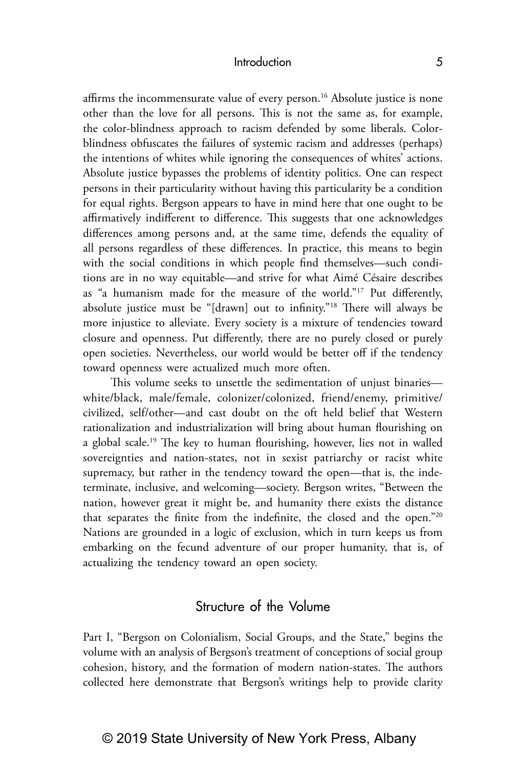affirms the incommensurate value of every person.[16] Absolute justice is none other than the love for all persons. This is not the same as, for example, the color-blindness approach to racism defended by some liberals. Color-blindness obfuscates the failures of systemic racism and addresses (perhaps) the intentions of whites while ignoring the consequences of whites' actions. Absolute justice bypasses the problems of identity politics. One can respect persons in their particularity without having this particularity be a condition for equal rights. Bergson appears to have in mind here that one ought to be affirmatively indifferent to difference. This suggests that one acknowledges differences among persons and, at the same time, defends the equality of all persons regardless of these differences. In practice, this means to begin with the social conditions in which people find themselves—such conditions are in no way equitable—and strive for what Aimé Césaire describes as "a humanism made for the measure of the world."[17] Put differently, absolute justice must be "[drawn] out to infinity."[18] There will always be more injustice to alleviate. Every society is a mixture of tendencies toward closure and openness. Put differently, there are no purely closed or purely open societies. Nevertheless, our world would be better off if the tendency toward openness were actualized much more often.

This volume seeks to unsettle the sedimentation of unjust binaries—white/black, male/female, colonizer/colonized, friend/enemy, primitive/civilized, self/other—and cast doubt on the oft held belief that Western rationalization and industrialization will bring about human flourishing on a global scale.[19] The key to human flourishing, however, lies not in walled sovereignties and nation-states, not in sexist patriarchy or racist white supremacy, but rather in the tendency toward the open—that is, the indeterminate, inclusive, and welcoming—society. Bergson writes, "Between the nation, however great it might be, and humanity there exists the distance that separates the finite from the indefinite, the closed and the open."[20] Nations are grounded in a logic of exclusion, which in turn keeps us from embarking on the fecund adventure of our proper humanity, that is, of actualizing the tendency toward an open society.

## Structure of the Volume

Part I, "Bergson on Colonialism, Social Groups, and the State," begins the volume with an analysis of Bergson's treatment of conceptions of social group cohesion, history, and the formation of modern nation-states. The authors collected here demonstrate that Bergson's writings help to provide clarity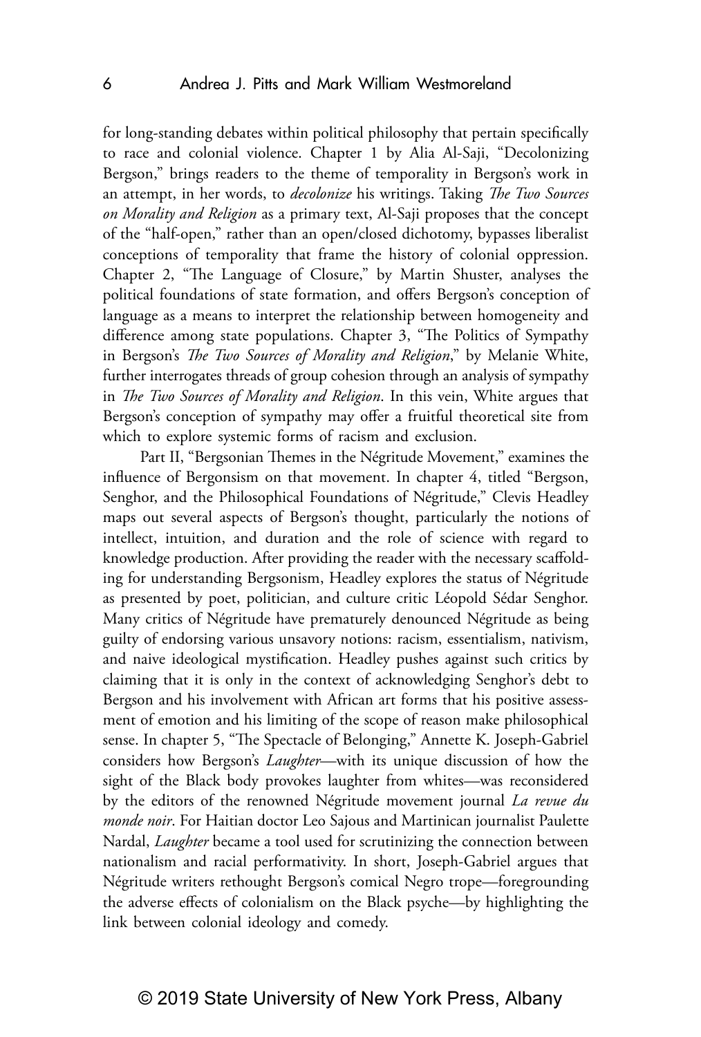for long-standing debates within political philosophy that pertain specifically to race and colonial violence. Chapter 1 by Alia Al-Saji, "Decolonizing Bergson," brings readers to the theme of temporality in Bergson's work in an attempt, in her words, to *decolonize* his writings. Taking *The Two Sources on Morality and Religion* as a primary text, Al-Saji proposes that the concept of the "half-open," rather than an open/closed dichotomy, bypasses liberalist conceptions of temporality that frame the history of colonial oppression. Chapter 2, "The Language of Closure," by Martin Shuster, analyses the political foundations of state formation, and offers Bergson's conception of language as a means to interpret the relationship between homogeneity and difference among state populations. Chapter 3, "The Politics of Sympathy in Bergson's *The Two Sources of Morality and Religion*," by Melanie White, further interrogates threads of group cohesion through an analysis of sympathy in *The Two Sources of Morality and Religion*. In this vein, White argues that Bergson's conception of sympathy may offer a fruitful theoretical site from which to explore systemic forms of racism and exclusion.

Part II, "Bergsonian Themes in the Négritude Movement," examines the influence of Bergsonism on that movement. In chapter 4, titled "Bergson, Senghor, and the Philosophical Foundations of Négritude," Clevis Headley maps out several aspects of Bergson's thought, particularly the notions of intellect, intuition, and duration and the role of science with regard to knowledge production. After providing the reader with the necessary scaffolding for understanding Bergsonism, Headley explores the status of Négritude as presented by poet, politician, and culture critic Léopold Sédar Senghor. Many critics of Négritude have prematurely denounced Négritude as being guilty of endorsing various unsavory notions: racism, essentialism, nativism, and naive ideological mystification. Headley pushes against such critics by claiming that it is only in the context of acknowledging Senghor's debt to Bergson and his involvement with African art forms that his positive assessment of emotion and his limiting of the scope of reason make philosophical sense. In chapter 5, "The Spectacle of Belonging," Annette K. Joseph-Gabriel considers how Bergson's *Laughter*—with its unique discussion of how the sight of the Black body provokes laughter from whites—was reconsidered by the editors of the renowned Négritude movement journal *La revue du monde noir*. For Haitian doctor Leo Sajous and Martinican journalist Paulette Nardal, *Laughter* became a tool used for scrutinizing the connection between nationalism and racial performativity. In short, Joseph-Gabriel argues that Négritude writers rethought Bergson's comical Negro trope—foregrounding the adverse effects of colonialism on the Black psyche—by highlighting the link between colonial ideology and comedy.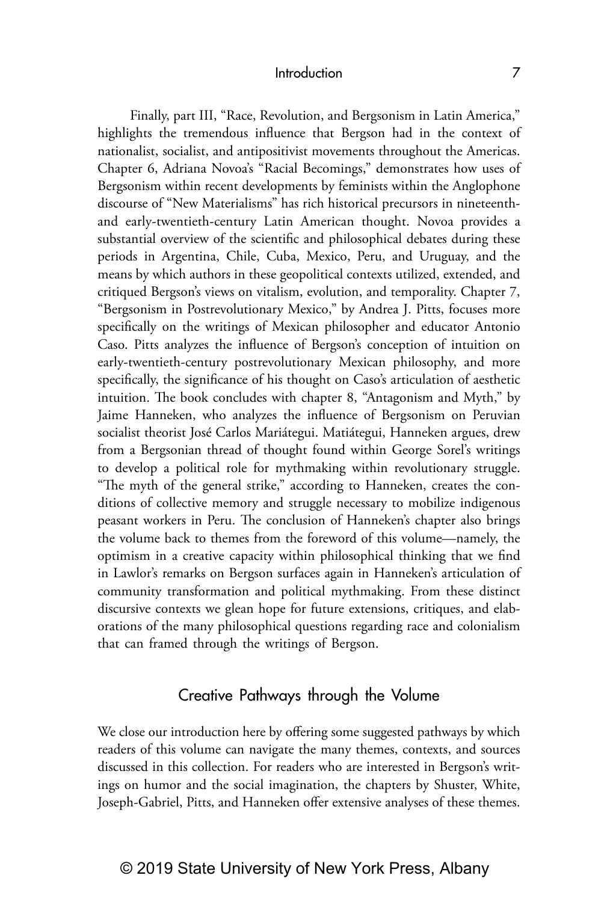Finally, part III, "Race, Revolution, and Bergsonism in Latin America," highlights the tremendous influence that Bergson had in the context of nationalist, socialist, and antipositivist movements throughout the Americas. Chapter 6, Adriana Novoa's "Racial Becomings," demonstrates how uses of Bergsonism within recent developments by feminists within the Anglophone discourse of "New Materialisms" has rich historical precursors in nineteenth- and early-twentieth-century Latin American thought. Novoa provides a substantial overview of the scientific and philosophical debates during these periods in Argentina, Chile, Cuba, Mexico, Peru, and Uruguay, and the means by which authors in these geopolitical contexts utilized, extended, and critiqued Bergson's views on vitalism, evolution, and temporality. Chapter 7, "Bergsonism in Postrevolutionary Mexico," by Andrea J. Pitts, focuses more specifically on the writings of Mexican philosopher and educator Antonio Caso. Pitts analyzes the influence of Bergson's conception of intuition on early-twentieth-century postrevolutionary Mexican philosophy, and more specifically, the significance of his thought on Caso's articulation of aesthetic intuition. The book concludes with chapter 8, "Antagonism and Myth," by Jaime Hanneken, who analyzes the influence of Bergsonism on Peruvian socialist theorist José Carlos Mariátegui. Matiátegui, Hanneken argues, drew from a Bergsonian thread of thought found within George Sorel's writings to develop a political role for mythmaking within revolutionary struggle. "The myth of the general strike," according to Hanneken, creates the conditions of collective memory and struggle necessary to mobilize indigenous peasant workers in Peru. The conclusion of Hanneken's chapter also brings the volume back to themes from the foreword of this volume—namely, the optimism in a creative capacity within philosophical thinking that we find in Lawlor's remarks on Bergson surfaces again in Hanneken's articulation of community transformation and political mythmaking. From these distinct discursive contexts we glean hope for future extensions, critiques, and elaborations of the many philosophical questions regarding race and colonialism that can framed through the writings of Bergson.

## Creative Pathways through the Volume

We close our introduction here by offering some suggested pathways by which readers of this volume can navigate the many themes, contexts, and sources discussed in this collection. For readers who are interested in Bergson's writings on humor and the social imagination, the chapters by Shuster, White, Joseph-Gabriel, Pitts, and Hanneken offer extensive analyses of these themes.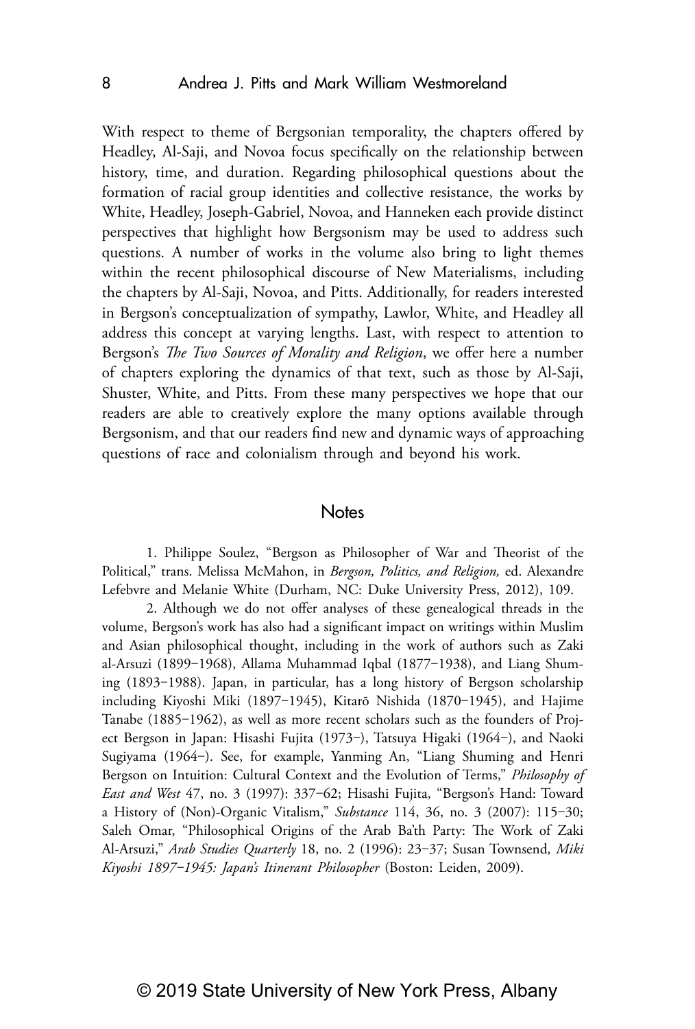With respect to theme of Bergsonian temporality, the chapters offered by Headley, Al-Saji, and Novoa focus specifically on the relationship between history, time, and duration. Regarding philosophical questions about the formation of racial group identities and collective resistance, the works by White, Headley, Joseph-Gabriel, Novoa, and Hanneken each provide distinct perspectives that highlight how Bergsonism may be used to address such questions. A number of works in the volume also bring to light themes within the recent philosophical discourse of New Materialisms, including the chapters by Al-Saji, Novoa, and Pitts. Additionally, for readers interested in Bergson's conceptualization of sympathy, Lawlor, White, and Headley all address this concept at varying lengths. Last, with respect to attention to Bergson's *The Two Sources of Morality and Religion*, we offer here a number of chapters exploring the dynamics of that text, such as those by Al-Saji, Shuster, White, and Pitts. From these many perspectives we hope that our readers are able to creatively explore the many options available through Bergsonism, and that our readers find new and dynamic ways of approaching questions of race and colonialism through and beyond his work.

## Notes

1. Philippe Soulez, "Bergson as Philosopher of War and Theorist of the Political," trans. Melissa McMahon, in *Bergson, Politics, and Religion,* ed. Alexandre Lefebvre and Melanie White (Durham, NC: Duke University Press, 2012), 109.

2. Although we do not offer analyses of these genealogical threads in the volume, Bergson's work has also had a significant impact on writings within Muslim and Asian philosophical thought, including in the work of authors such as Zaki al-Arsuzi (1899–1968), Allama Muhammad Iqbal (1877–1938), and Liang Shuming (1893–1988). Japan, in particular, has a long history of Bergson scholarship including Kiyoshi Miki (1897–1945), Kitarō Nishida (1870–1945), and Hajime Tanabe (1885–1962), as well as more recent scholars such as the founders of Project Bergson in Japan: Hisashi Fujita (1973–), Tatsuya Higaki (1964–), and Naoki Sugiyama (1964–). See, for example, Yanming An, "Liang Shuming and Henri Bergson on Intuition: Cultural Context and the Evolution of Terms," *Philosophy of East and West* 47, no. 3 (1997): 337–62; Hisashi Fujita, "Bergson's Hand: Toward a History of (Non)-Organic Vitalism," *Substance* 114, 36, no. 3 (2007): 115–30; Saleh Omar, "Philosophical Origins of the Arab Ba'th Party: The Work of Zaki Al-Arsuzi," *Arab Studies Quarterly* 18, no. 2 (1996): 23–37; Susan Townsend*, Miki Kiyoshi 1897–1945: Japan's Itinerant Philosopher* (Boston: Leiden, 2009).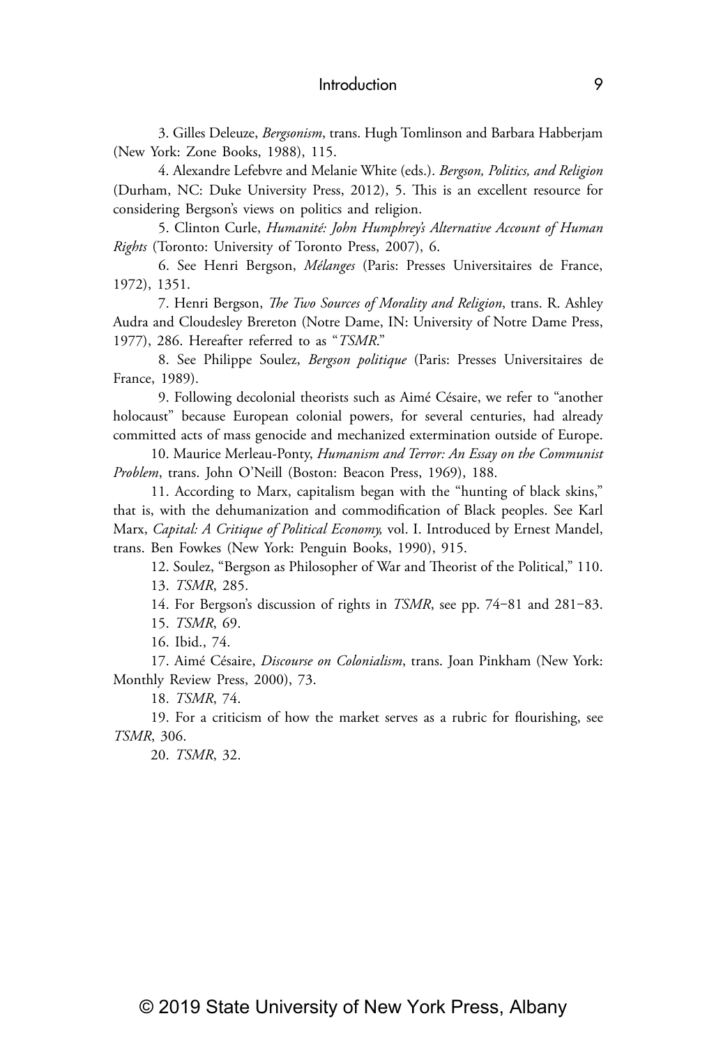3. Gilles Deleuze, *Bergsonism*, trans. Hugh Tomlinson and Barbara Habberjam (New York: Zone Books, 1988), 115.

4. Alexandre Lefebvre and Melanie White (eds.). *Bergson, Politics, and Religion* (Durham, NC: Duke University Press, 2012), 5. This is an excellent resource for considering Bergson's views on politics and religion.

5. Clinton Curle, *Humanité: John Humphrey's Alternative Account of Human Rights* (Toronto: University of Toronto Press, 2007), 6.

6. See Henri Bergson, *Mélanges* (Paris: Presses Universitaires de France, 1972), 1351.

7. Henri Bergson, *The Two Sources of Morality and Religion*, trans. R. Ashley Audra and Cloudesley Brereton (Notre Dame, IN: University of Notre Dame Press, 1977), 286. Hereafter referred to as "*TSMR*."

8. See Philippe Soulez, *Bergson politique* (Paris: Presses Universitaires de France, 1989).

9. Following decolonial theorists such as Aimé Césaire, we refer to "another holocaust" because European colonial powers, for several centuries, had already committed acts of mass genocide and mechanized extermination outside of Europe.

10. Maurice Merleau-Ponty, *Humanism and Terror: An Essay on the Communist Problem*, trans. John O'Neill (Boston: Beacon Press, 1969), 188.

11. According to Marx, capitalism began with the "hunting of black skins," that is, with the dehumanization and commodification of Black peoples. See Karl Marx, *Capital: A Critique of Political Economy,* vol. I. Introduced by Ernest Mandel, trans. Ben Fowkes (New York: Penguin Books, 1990), 915.

12. Soulez, "Bergson as Philosopher of War and Theorist of the Political," 110.

13. *TSMR*, 285.

14. For Bergson's discussion of rights in *TSMR*, see pp. 74–81 and 281–83.

15. *TSMR*, 69.

16. Ibid., 74.

17. Aimé Césaire, *Discourse on Colonialism*, trans. Joan Pinkham (New York: Monthly Review Press, 2000), 73.

18. *TSMR*, 74.

19. For a criticism of how the market serves as a rubric for flourishing, see *TSMR*, 306.

20. *TSMR*, 32.

© 2019 State University of New York Press, Albany